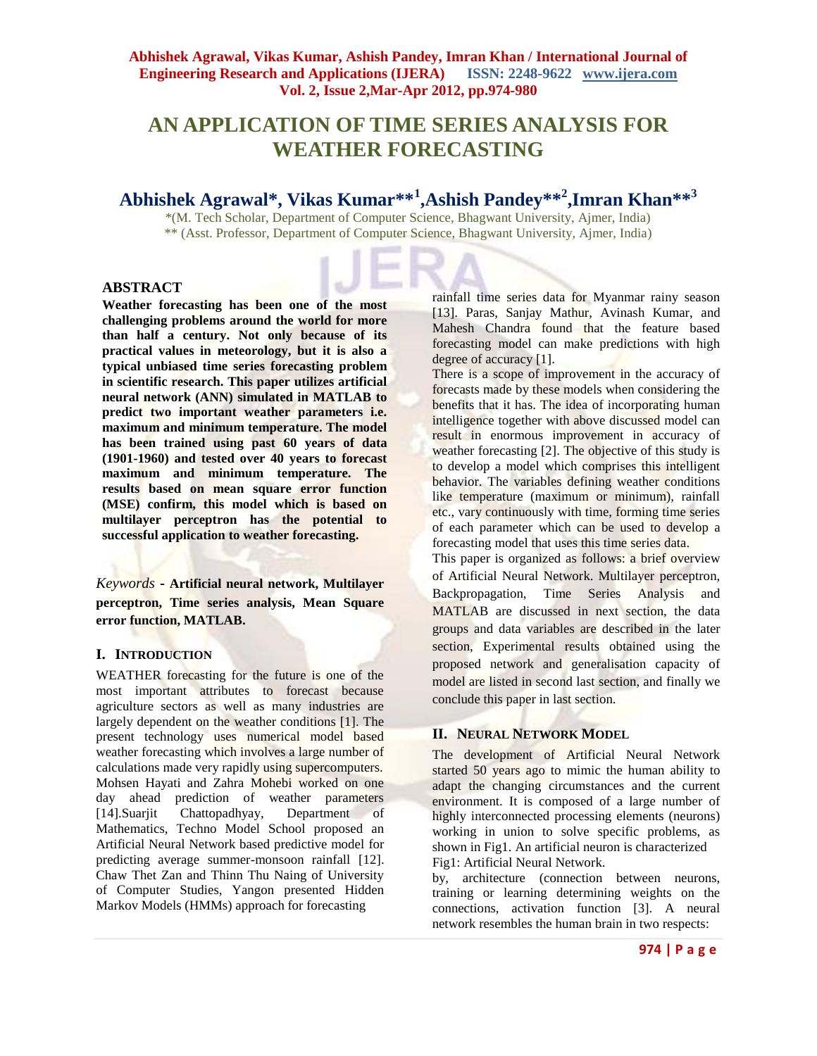# AN APPLICATION OF TIME SERIES ANALYSIS FOR WEATHER FORECASTING

## Abhishek Agrawal*, Vikas Kumar**[1], Ashish Pandey**[2], Imran Khan**[3]

*(M. Tech Scholar, Department of Computer Science, Bhagwant University, Ajmer, India)
** (Asst. Professor, Department of Computer Science, Bhagwant University, Ajmer, India)

### ABSTRACT

**Weather forecasting has been one of the most challenging problems around the world for more than half a century. Not only because of its practical values in meteorology, but it is also a typical unbiased time series forecasting problem in scientific research. This paper utilizes artificial neural network (ANN) simulated in MATLAB to predict two important weather parameters i.e. maximum and minimum temperature. The model has been trained using past 60 years of data (1901-1960) and tested over 40 years to forecast maximum and minimum temperature. The results based on mean square error function (MSE) confirm, this model which is based on multilayer perceptron has the potential to successful application to weather forecasting.**

*Keywords* - **Artificial neural network, Multilayer perceptron, Time series analysis, Mean Square error function, MATLAB.**

### I. INTRODUCTION

WEATHER forecasting for the future is one of the most important attributes to forecast because agriculture sectors as well as many industries are largely dependent on the weather conditions [1]. The present technology uses numerical model based weather forecasting which involves a large number of calculations made very rapidly using supercomputers. Mohsen Hayati and Zahra Mohebi worked on one day ahead prediction of weather parameters [14].Suarjit Chattopadhyay, Department of Mathematics, Techno Model School proposed an Artificial Neural Network based predictive model for predicting average summer-monsoon rainfall [12]. Chaw Thet Zan and Thinn Thu Naing of University of Computer Studies, Yangon presented Hidden Markov Models (HMMs) approach for forecasting rainfall time series data for Myanmar rainy season [13]. Paras, Sanjay Mathur, Avinash Kumar, and Mahesh Chandra found that the feature based forecasting model can make predictions with high degree of accuracy [1].

There is a scope of improvement in the accuracy of forecasts made by these models when considering the benefits that it has. The idea of incorporating human intelligence together with above discussed model can result in enormous improvement in accuracy of weather forecasting [2]. The objective of this study is to develop a model which comprises this intelligent behavior. The variables defining weather conditions like temperature (maximum or minimum), rainfall etc., vary continuously with time, forming time series of each parameter which can be used to develop a forecasting model that uses this time series data.

This paper is organized as follows: a brief overview of Artificial Neural Network. Multilayer perceptron, Backpropagation, Time Series Analysis and MATLAB are discussed in next section, the data groups and data variables are described in the later section, Experimental results obtained using the proposed network and generalisation capacity of model are listed in second last section, and finally we conclude this paper in last section.

### II. NEURAL NETWORK MODEL

The development of Artificial Neural Network started 50 years ago to mimic the human ability to adapt the changing circumstances and the current environment. It is composed of a large number of highly interconnected processing elements (neurons) working in union to solve specific problems, as shown in Fig1. An artificial neuron is characterized

Fig1: Artificial Neural Network.

by, architecture (connection between neurons, training or learning determining weights on the connections, activation function [3]. A neural network resembles the human brain in two respects: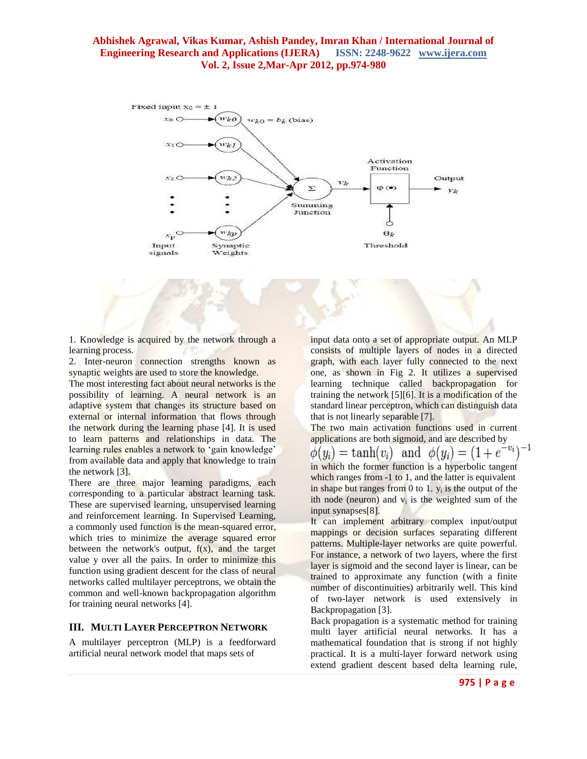1. Knowledge is acquired by the network through a learning process.

2. Inter-neuron connection strengths known as synaptic weights are used to store the knowledge.

The most interesting fact about neural networks is the possibility of learning. A neural network is an adaptive system that changes its structure based on external or internal information that flows through the network during the learning phase [4]. It is used to learn patterns and relationships in data. The learning rules enables a network to 'gain knowledge' from available data and apply that knowledge to train the network [3].

There are three major learning paradigms, each corresponding to a particular abstract learning task. These are supervised learning, unsupervised learning and reinforcement learning. In Supervised Learning, a commonly used function is the mean-squared error, which tries to minimize the average squared error between the network's output, f(x), and the target value y over all the pairs. In order to minimize this function using gradient descent for the class of neural networks called multilayer perceptrons, we obtain the common and well-known backpropagation algorithm for training neural networks [4].

## III. MULTI LAYER PERCEPTRON NETWORK

A multilayer perceptron (MLP) is a feedforward artificial neural network model that maps sets of input data onto a set of appropriate output. An MLP consists of multiple layers of nodes in a directed graph, with each layer fully connected to the next one, as shown in Fig 2. It utilizes a supervised learning technique called backpropagation for training the network [5][6]. It is a modification of the standard linear perceptron, which can distinguish data that is not linearly separable [7].

The two main activation functions used in current applications are both sigmoid, and are described by

$$\phi(y_i) = \tanh(v_i) \;\; \text{and} \;\; \phi(y_i) = (1 + e^{-v_i})^{-1}$$

in which the former function is a hyperbolic tangent which ranges from -1 to 1, and the latter is equivalent in shape but ranges from 0 to 1. $y_i$ is the output of the ith node (neuron) and $v_i$ is the weighted sum of the input synapses[8].

It can implement arbitrary complex input/output mappings or decision surfaces separating different patterns. Multiple-layer networks are quite powerful. For instance, a network of two layers, where the first layer is sigmoid and the second layer is linear, can be trained to approximate any function (with a finite number of discontinuities) arbitrarily well. This kind of two-layer network is used extensively in Backpropagation [3].

Back propagation is a systematic method for training multi layer artificial neural networks. It has a mathematical foundation that is strong if not highly practical. It is a multi-layer forward network using extend gradient descent based delta learning rule,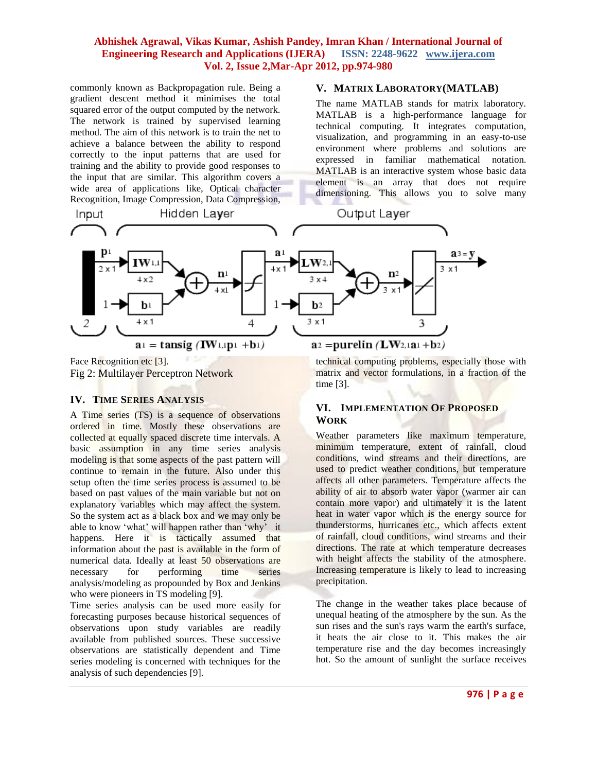commonly known as Backpropagation rule. Being a gradient descent method it minimises the total squared error of the output computed by the network. The network is trained by supervised learning method. The aim of this network is to train the net to achieve a balance between the ability to respond correctly to the input patterns that are used for training and the ability to provide good responses to the input that are similar. This algorithm covers a wide area of applications like, Optical character Recognition, Image Compression, Data Compression, Face Recognition etc [3].

Fig 2: Multilayer Perceptron Network

$$a^1 = \text{tansig}(\mathbf{IW}^{1,1}\mathbf{p}^1 + \mathbf{b}^1) \qquad a^2 = \text{purelin}(\mathbf{LW}^{2,1}a^1 + \mathbf{b}^2)$$

## IV. Time Series Analysis

A Time series (TS) is a sequence of observations ordered in time. Mostly these observations are collected at equally spaced discrete time intervals. A basic assumption in any time series analysis modeling is that some aspects of the past pattern will continue to remain in the future. Also under this setup often the time series process is assumed to be based on past values of the main variable but not on explanatory variables which may affect the system. So the system act as a black box and we may only be able to know 'what' will happen rather than 'why' it happens. Here it is tactically assumed that information about the past is available in the form of numerical data. Ideally at least 50 observations are necessary for performing time series analysis/modeling as propounded by Box and Jenkins who were pioneers in TS modeling [9].

Time series analysis can be used more easily for forecasting purposes because historical sequences of observations upon study variables are readily available from published sources. These successive observations are statistically dependent and Time series modeling is concerned with techniques for the analysis of such dependencies [9].

## V. Matrix Laboratory(MATLAB)

The name MATLAB stands for matrix laboratory. MATLAB is a high-performance language for technical computing. It integrates computation, visualization, and programming in an easy-to-use environment where problems and solutions are expressed in familiar mathematical notation. MATLAB is an interactive system whose basic data element is an array that does not require dimensioning. This allows you to solve many technical computing problems, especially those with matrix and vector formulations, in a fraction of the time [3].

## VI. Implementation Of Proposed Work

Weather parameters like maximum temperature, minimum temperature, extent of rainfall, cloud conditions, wind streams and their directions, are used to predict weather conditions, but temperature affects all other parameters. Temperature affects the ability of air to absorb water vapor (warmer air can contain more vapor) and ultimately it is the latent heat in water vapor which is the energy source for thunderstorms, hurricanes etc., which affects extent of rainfall, cloud conditions, wind streams and their directions. The rate at which temperature decreases with height affects the stability of the atmosphere. Increasing temperature is likely to lead to increasing precipitation.

The change in the weather takes place because of unequal heating of the atmosphere by the sun. As the sun rises and the sun's rays warm the earth's surface, it heats the air close to it. This makes the air temperature rise and the day becomes increasingly hot. So the amount of sunlight the surface receives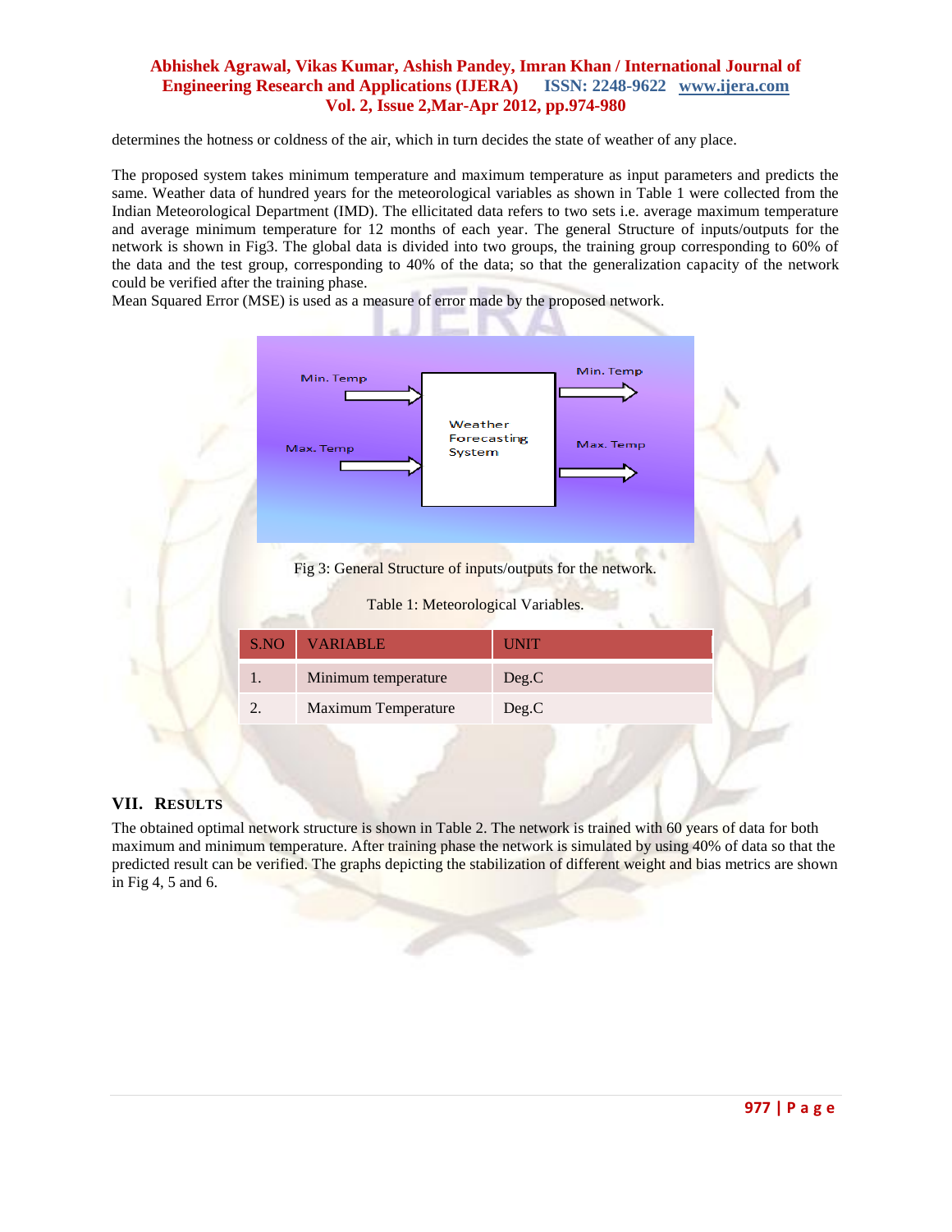determines the hotness or coldness of the air, which in turn decides the state of weather of any place.

The proposed system takes minimum temperature and maximum temperature as input parameters and predicts the same. Weather data of hundred years for the meteorological variables as shown in Table 1 were collected from the Indian Meteorological Department (IMD). The ellicitated data refers to two sets i.e. average maximum temperature and average minimum temperature for 12 months of each year. The general Structure of inputs/outputs for the network is shown in Fig3. The global data is divided into two groups, the training group corresponding to 60% of the data and the test group, corresponding to 40% of the data; so that the generalization capacity of the network could be verified after the training phase.
Mean Squared Error (MSE) is used as a measure of error made by the proposed network.

Fig 3: General Structure of inputs/outputs for the network.

Table 1: Meteorological Variables.

| S.NO | VARIABLE | UNIT |
|---|---|---|
| 1. | Minimum temperature | Deg.C |
| 2. | Maximum Temperature | Deg.C |

## VII. Results

The obtained optimal network structure is shown in Table 2. The network is trained with 60 years of data for both maximum and minimum temperature. After training phase the network is simulated by using 40% of data so that the predicted result can be verified. The graphs depicting the stabilization of different weight and bias metrics are shown in Fig 4, 5 and 6.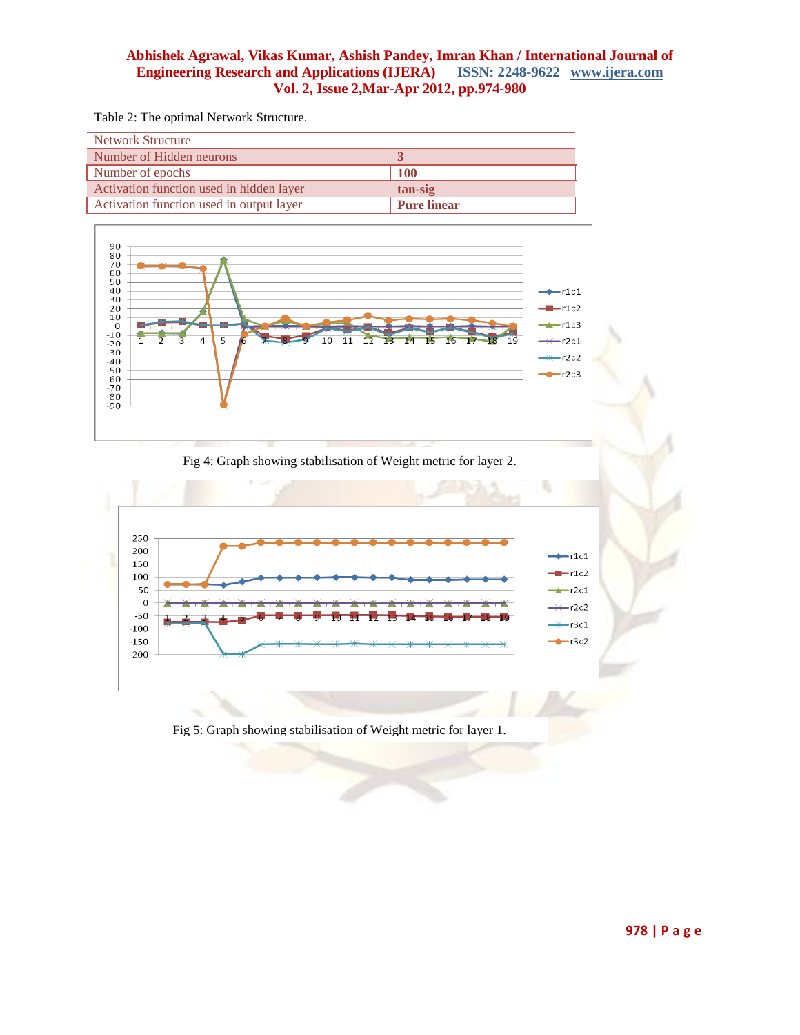Table 2: The optimal Network Structure.

| Network Structure | |
|---|---|
| Number of Hidden neurons | **3** |
| Number of epochs | **100** |
| Activation function used in hidden layer | **tan-sig** |
| Activation function used in output layer | **Pure linear** |

Fig 4: Graph showing stabilisation of Weight metric for layer 2.

Fig 5: Graph showing stabilisation of Weight metric for layer 1.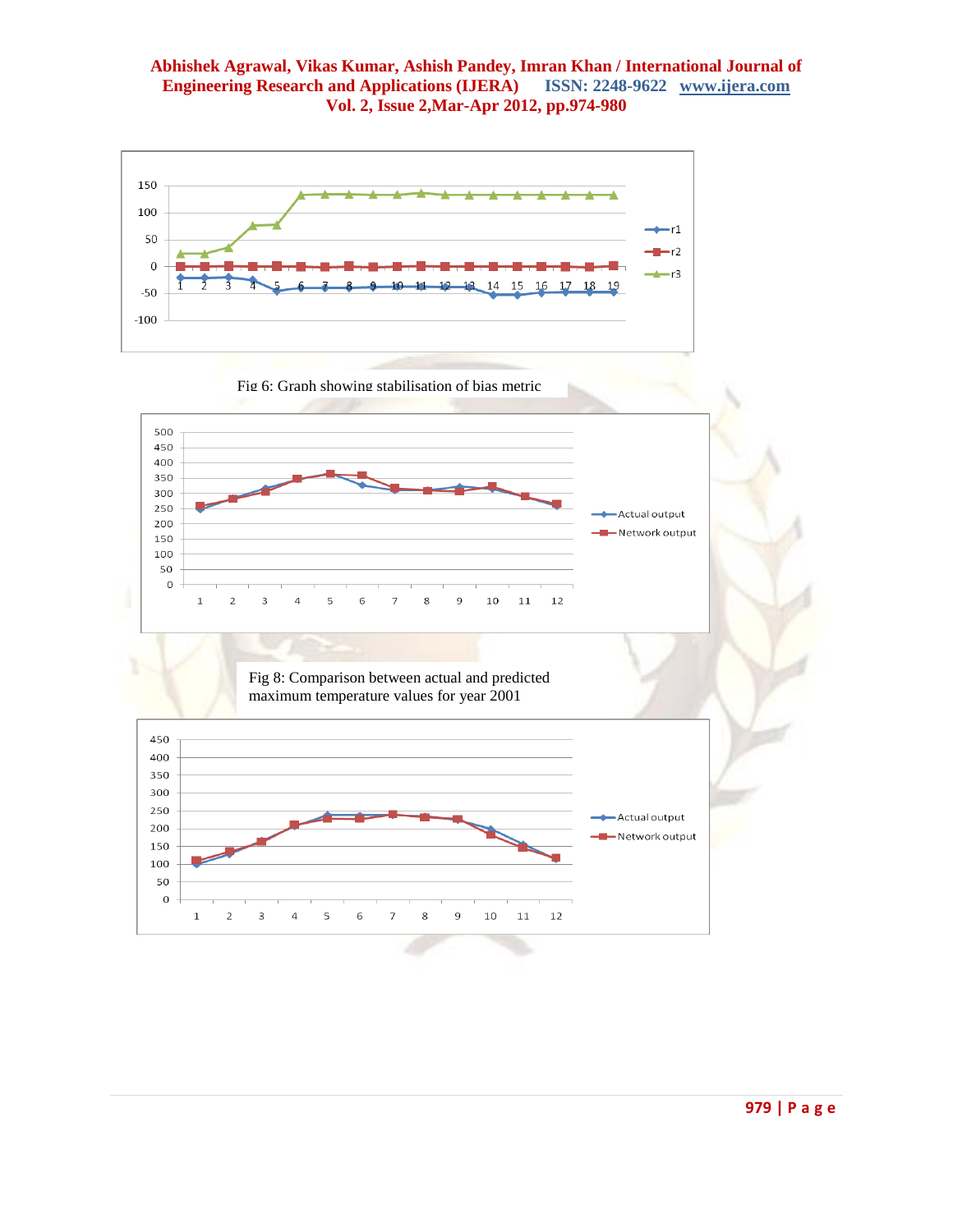Fig 6: Graph showing stabilisation of bias metric

Fig 8: Comparison between actual and predicted maximum temperature values for year 2001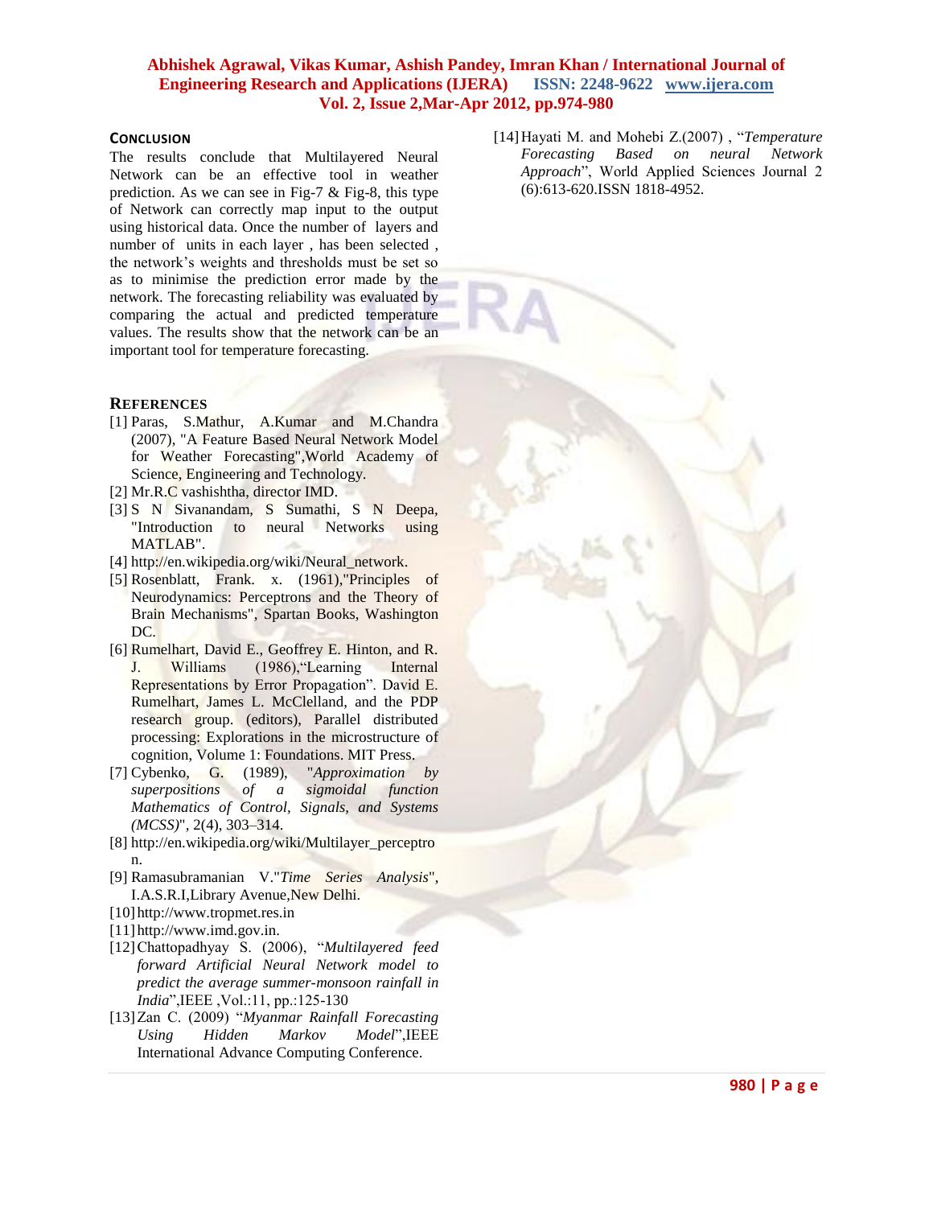## CONCLUSION

The results conclude that Multilayered Neural Network can be an effective tool in weather prediction. As we can see in Fig-7 & Fig-8, this type of Network can correctly map input to the output using historical data. Once the number of layers and number of units in each layer , has been selected , the network's weights and thresholds must be set so as to minimise the prediction error made by the network. The forecasting reliability was evaluated by comparing the actual and predicted temperature values. The results show that the network can be an important tool for temperature forecasting.

## REFERENCES

[1] Paras, S.Mathur, A.Kumar and M.Chandra (2007), "A Feature Based Neural Network Model for Weather Forecasting",World Academy of Science, Engineering and Technology.

[2] Mr.R.C vashishtha, director IMD.

[3] S N Sivanandam, S Sumathi, S N Deepa, "Introduction to neural Networks using MATLAB".

[4] http://en.wikipedia.org/wiki/Neural_network.

[5] Rosenblatt, Frank. x. (1961),"Principles of Neurodynamics: Perceptrons and the Theory of Brain Mechanisms", Spartan Books, Washington DC.

[6] Rumelhart, David E., Geoffrey E. Hinton, and R. J. Williams (1986),"Learning Internal Representations by Error Propagation". David E. Rumelhart, James L. McClelland, and the PDP research group. (editors), Parallel distributed processing: Explorations in the microstructure of cognition, Volume 1: Foundations. MIT Press.

[7] Cybenko, G. (1989), "*Approximation by superpositions of a sigmoidal function Mathematics of Control, Signals, and Systems (MCSS)*", 2(4), 303–314.

[8] http://en.wikipedia.org/wiki/Multilayer_perceptron.

[9] Ramasubramanian V."*Time Series Analysis*", I.A.S.R.I,Library Avenue,New Delhi.

[10] http://www.tropmet.res.in

[11] http://www.imd.gov.in.

[12] Chattopadhyay S. (2006), "*Multilayered feed forward Artificial Neural Network model to predict the average summer-monsoon rainfall in India*",IEEE ,Vol.:11, pp.:125-130

[13] Zan C. (2009) "*Myanmar Rainfall Forecasting Using Hidden Markov Model*",IEEE International Advance Computing Conference.

[14] Hayati M. and Mohebi Z.(2007) , "*Temperature Forecasting Based on neural Network Approach*", World Applied Sciences Journal 2 (6):613-620.ISSN 1818-4952.